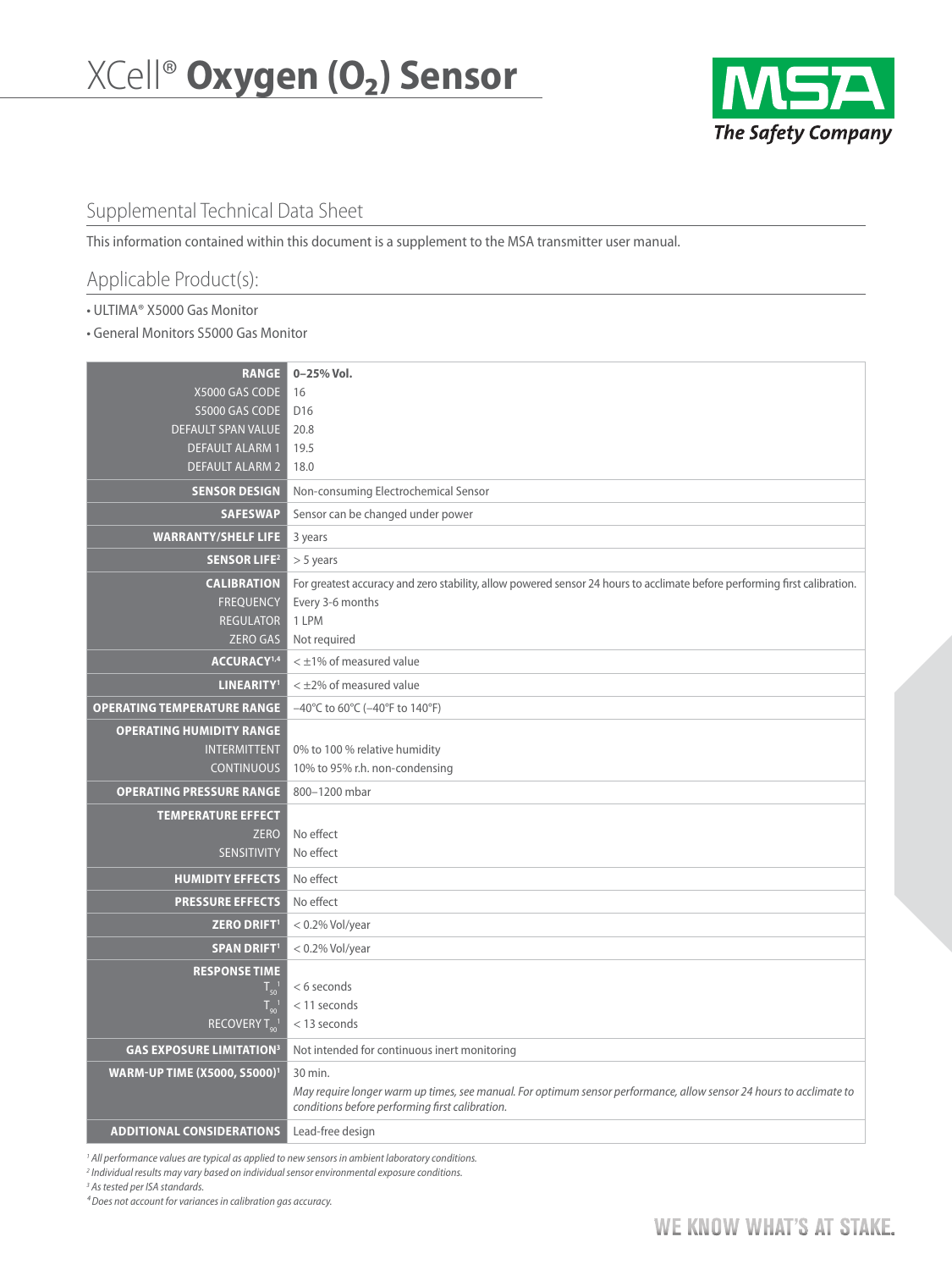# XCell® Oxygen ($O_2$) Sensor

MSA The Safety Company

## Supplemental Technical Data Sheet

This information contained within this document is a supplement to the MSA transmitter user manual.

## Applicable Product(s):

- ULTIMA® X5000 Gas Monitor
- General Monitors S5000 Gas Monitor

| | |
|---|---|
| **RANGE** | **0–25% Vol.** |
| X5000 GAS CODE | 16 |
| S5000 GAS CODE | D16 |
| DEFAULT SPAN VALUE | 20.8 |
| DEFAULT ALARM 1 | 19.5 |
| DEFAULT ALARM 2 | 18.0 |
| **SENSOR DESIGN** | Non-consuming Electrochemical Sensor |
| **SAFESWAP** | Sensor can be changed under power |
| **WARRANTY/SHELF LIFE** | 3 years |
| **SENSOR LIFE[2]** | > 5 years |
| **CALIBRATION** | For greatest accuracy and zero stability, allow powered sensor 24 hours to acclimate before performing first calibration. |
| FREQUENCY | Every 3-6 months |
| REGULATOR | 1 LPM |
| ZERO GAS | Not required |
| **ACCURACY[1,4]** | < ±1% of measured value |
| **LINEARITY[1]** | < ±2% of measured value |
| **OPERATING TEMPERATURE RANGE** | –40°C to 60°C (–40°F to 140°F) |
| **OPERATING HUMIDITY RANGE** | |
| INTERMITTENT | 0% to 100 % relative humidity |
| CONTINUOUS | 10% to 95% r.h. non-condensing |
| **OPERATING PRESSURE RANGE** | 800–1200 mbar |
| **TEMPERATURE EFFECT** | |
| ZERO | No effect |
| SENSITIVITY | No effect |
| **HUMIDITY EFFECTS** | No effect |
| **PRESSURE EFFECTS** | No effect |
| **ZERO DRIFT[1]** | < 0.2% Vol/year |
| **SPAN DRIFT[1]** | < 0.2% Vol/year |
| **RESPONSE TIME** | |
| $T_{50}$[1] | < 6 seconds |
| $T_{90}$[1] | < 11 seconds |
| RECOVERY $T_{90}$[1] | < 13 seconds |
| **GAS EXPOSURE LIMITATION[3]** | Not intended for continuous inert monitoring |
| **WARM-UP TIME (X5000, S5000)[1]** | 30 min. *May require longer warm up times, see manual. For optimum sensor performance, allow sensor 24 hours to acclimate to conditions before performing first calibration.* |
| **ADDITIONAL CONSIDERATIONS** | Lead-free design |

*[1] All performance values are typical as applied to new sensors in ambient laboratory conditions.*
*[2] Individual results may vary based on individual sensor environmental exposure conditions.*
*[3] As tested per ISA standards.*
*[4] Does not account for variances in calibration gas accuracy.*

WE KNOW WHAT'S AT STAKE.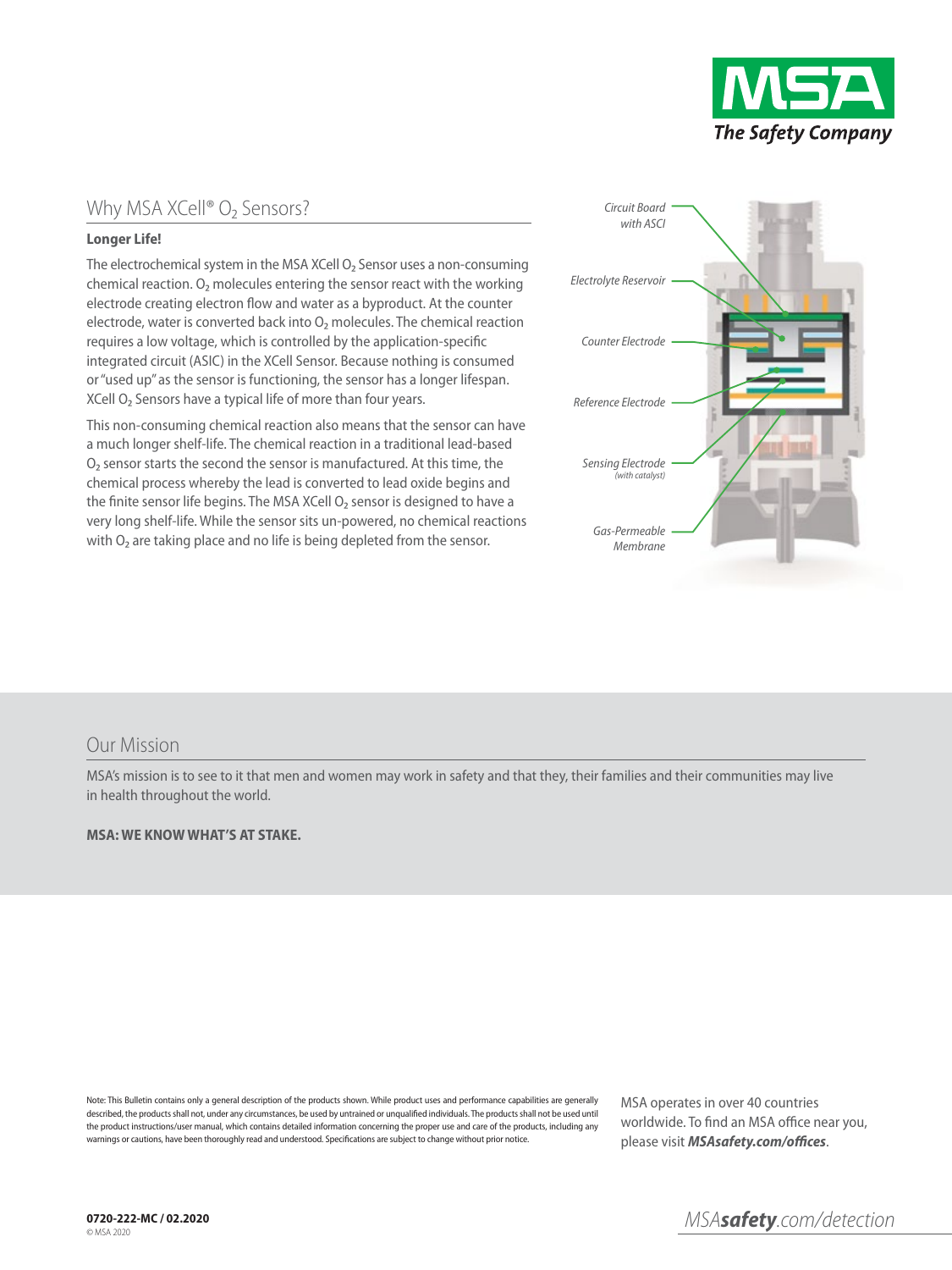## Why MSA XCell® $O_2$ Sensors?

**Longer Life!**

The electrochemical system in the MSA XCell $O_2$ Sensor uses a non-consuming chemical reaction. $O_2$ molecules entering the sensor react with the working electrode creating electron flow and water as a byproduct. At the counter electrode, water is converted back into $O_2$ molecules. The chemical reaction requires a low voltage, which is controlled by the application-specific integrated circuit (ASIC) in the XCell Sensor. Because nothing is consumed or "used up" as the sensor is functioning, the sensor has a longer lifespan. XCell $O_2$ Sensors have a typical life of more than four years.

This non-consuming chemical reaction also means that the sensor can have a much longer shelf-life. The chemical reaction in a traditional lead-based $O_2$ sensor starts the second the sensor is manufactured. At this time, the chemical process whereby the lead is converted to lead oxide begins and the finite sensor life begins. The MSA XCell $O_2$ sensor is designed to have a very long shelf-life. While the sensor sits un-powered, no chemical reactions with $O_2$ are taking place and no life is being depleted from the sensor.

Circuit Board with ASCI

Electrolyte Reservoir

Counter Electrode

Reference Electrode

Sensing Electrode (with catalyst)

Gas-Permeable Membrane

## Our Mission

MSA's mission is to see to it that men and women may work in safety and that they, their families and their communities may live in health throughout the world.

**MSA: WE KNOW WHAT'S AT STAKE.**

Note: This Bulletin contains only a general description of the products shown. While product uses and performance capabilities are generally described, the products shall not, under any circumstances, be used by untrained or unqualified individuals. The products shall not be used until the product instructions/user manual, which contains detailed information concerning the proper use and care of the products, including any warnings or cautions, have been thoroughly read and understood. Specifications are subject to change without prior notice.

MSA operates in over 40 countries worldwide. To find an MSA office near you, please visit ***MSAsafety.com/offices***.

**0720-222-MC / 02.2020**
© MSA 2020

*MSA**safety**.com/detection*